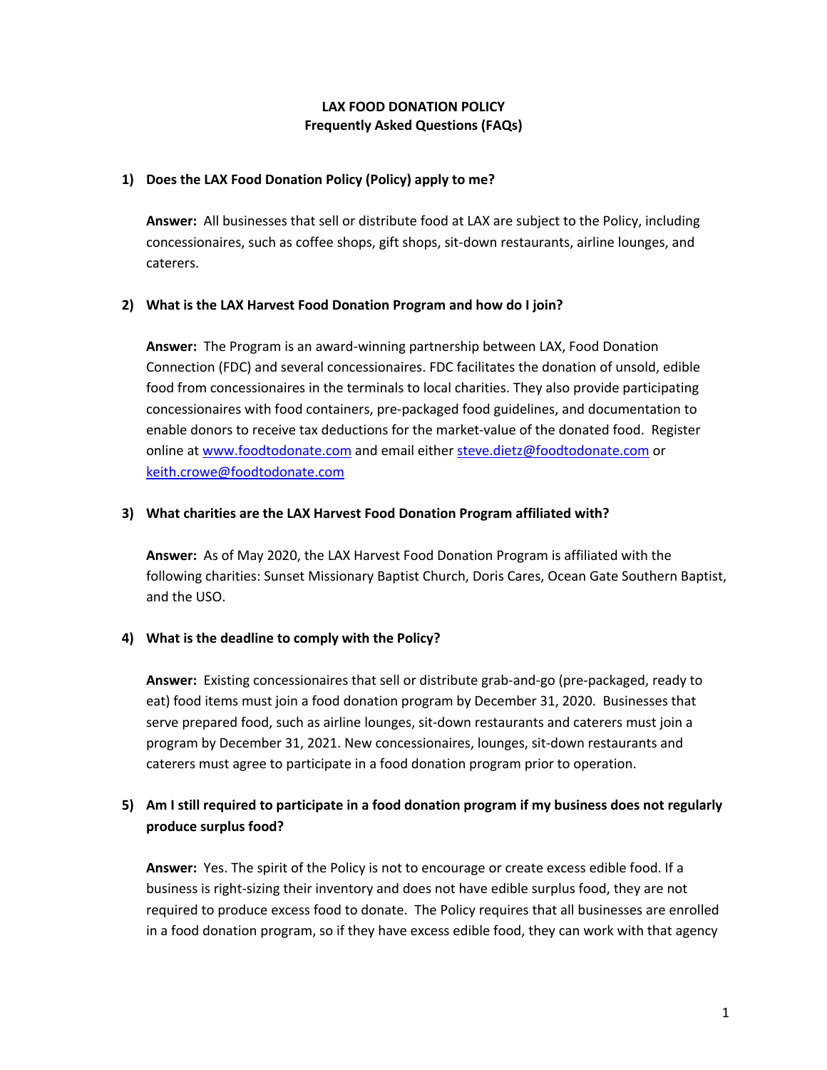# LAX FOOD DONATION POLICY
## Frequently Asked Questions (FAQs)

**1) Does the LAX Food Donation Policy (Policy) apply to me?**

**Answer:** All businesses that sell or distribute food at LAX are subject to the Policy, including concessionaires, such as coffee shops, gift shops, sit-down restaurants, airline lounges, and caterers.

**2) What is the LAX Harvest Food Donation Program and how do I join?**

**Answer:** The Program is an award-winning partnership between LAX, Food Donation Connection (FDC) and several concessionaires. FDC facilitates the donation of unsold, edible food from concessionaires in the terminals to local charities. They also provide participating concessionaires with food containers, pre-packaged food guidelines, and documentation to enable donors to receive tax deductions for the market-value of the donated food. Register online at [www.foodtodonate.com](http://www.foodtodonate.com) and email either [steve.dietz@foodtodonate.com](mailto:steve.dietz@foodtodonate.com) or [keith.crowe@foodtodonate.com](mailto:keith.crowe@foodtodonate.com)

**3) What charities are the LAX Harvest Food Donation Program affiliated with?**

**Answer:** As of May 2020, the LAX Harvest Food Donation Program is affiliated with the following charities: Sunset Missionary Baptist Church, Doris Cares, Ocean Gate Southern Baptist, and the USO.

**4) What is the deadline to comply with the Policy?**

**Answer:** Existing concessionaires that sell or distribute grab-and-go (pre-packaged, ready to eat) food items must join a food donation program by December 31, 2020. Businesses that serve prepared food, such as airline lounges, sit-down restaurants and caterers must join a program by December 31, 2021. New concessionaires, lounges, sit-down restaurants and caterers must agree to participate in a food donation program prior to operation.

**5) Am I still required to participate in a food donation program if my business does not regularly produce surplus food?**

**Answer:** Yes. The spirit of the Policy is not to encourage or create excess edible food. If a business is right-sizing their inventory and does not have edible surplus food, they are not required to produce excess food to donate. The Policy requires that all businesses are enrolled in a food donation program, so if they have excess edible food, they can work with that agency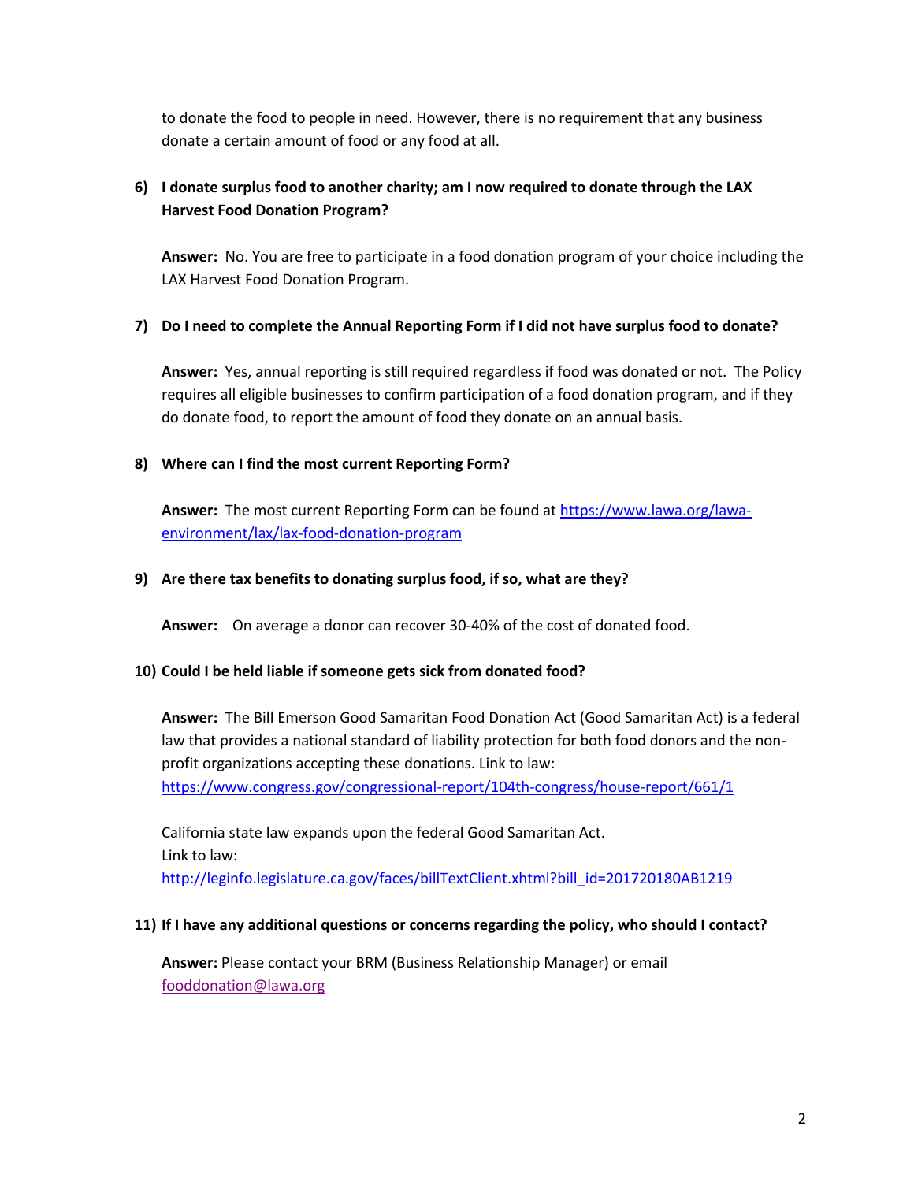to donate the food to people in need. However, there is no requirement that any business donate a certain amount of food or any food at all.

**6) I donate surplus food to another charity; am I now required to donate through the LAX Harvest Food Donation Program?**

**Answer:** No. You are free to participate in a food donation program of your choice including the LAX Harvest Food Donation Program.

**7) Do I need to complete the Annual Reporting Form if I did not have surplus food to donate?**

**Answer:** Yes, annual reporting is still required regardless if food was donated or not. The Policy requires all eligible businesses to confirm participation of a food donation program, and if they do donate food, to report the amount of food they donate on an annual basis.

**8) Where can I find the most current Reporting Form?**

**Answer:** The most current Reporting Form can be found at [https://www.lawa.org/lawa-environment/lax/lax-food-donation-program](https://www.lawa.org/lawa-environment/lax/lax-food-donation-program)

**9) Are there tax benefits to donating surplus food, if so, what are they?**

**Answer:** On average a donor can recover 30-40% of the cost of donated food.

**10) Could I be held liable if someone gets sick from donated food?**

**Answer:** The Bill Emerson Good Samaritan Food Donation Act (Good Samaritan Act) is a federal law that provides a national standard of liability protection for both food donors and the non-profit organizations accepting these donations. Link to law: [https://www.congress.gov/congressional-report/104th-congress/house-report/661/1](https://www.congress.gov/congressional-report/104th-congress/house-report/661/1)

California state law expands upon the federal Good Samaritan Act.
Link to law:
[http://leginfo.legislature.ca.gov/faces/billTextClient.xhtml?bill_id=201720180AB1219](http://leginfo.legislature.ca.gov/faces/billTextClient.xhtml?bill_id=201720180AB1219)

**11) If I have any additional questions or concerns regarding the policy, who should I contact?**

**Answer:** Please contact your BRM (Business Relationship Manager) or email [fooddonation@lawa.org](mailto:fooddonation@lawa.org)